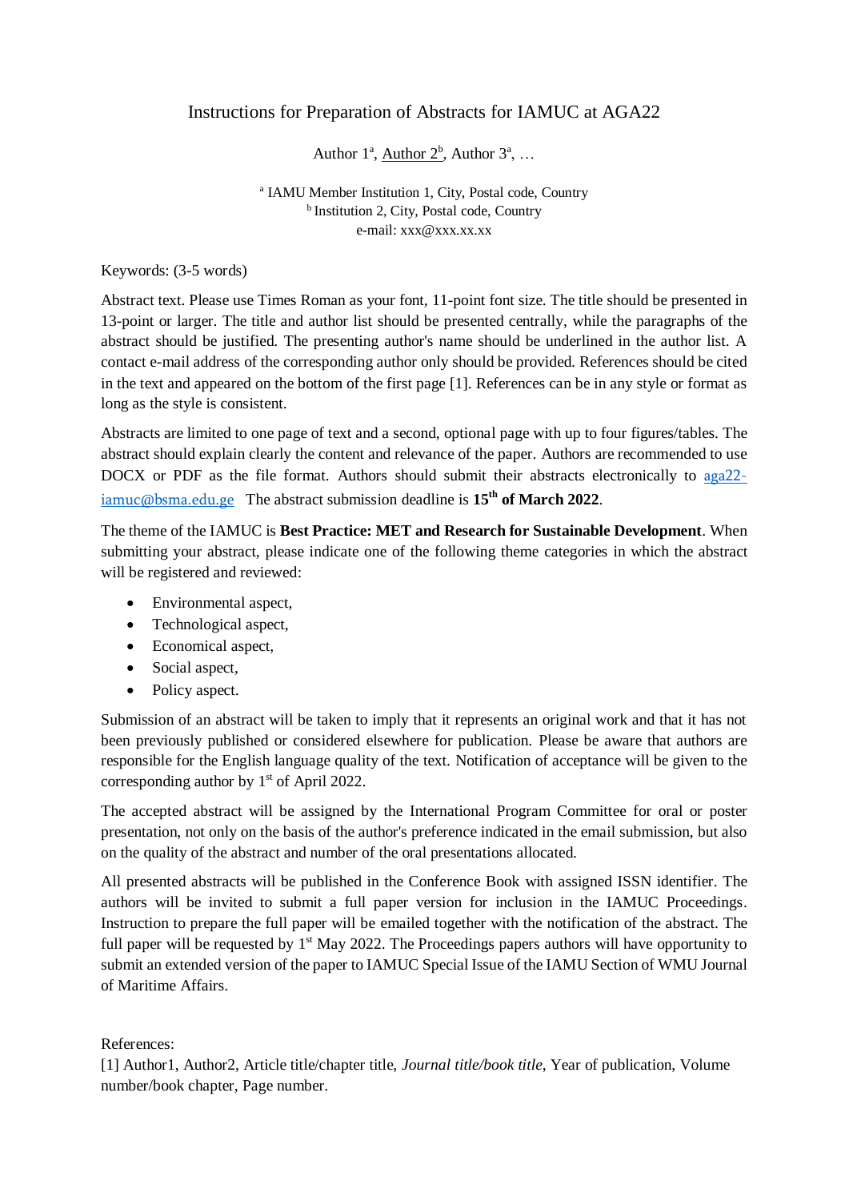# Instructions for Preparation of Abstracts for IAMUC at AGA22

Author 1[a], Author 2[b], Author 3[a], …

[a] IAMU Member Institution 1, City, Postal code, Country
[b] Institution 2, City, Postal code, Country
e-mail: xxx@xxx.xx.xx

Keywords: (3-5 words)

Abstract text. Please use Times Roman as your font, 11-point font size. The title should be presented in 13-point or larger. The title and author list should be presented centrally, while the paragraphs of the abstract should be justified. The presenting author's name should be underlined in the author list. A contact e-mail address of the corresponding author only should be provided. References should be cited in the text and appeared on the bottom of the first page [1]. References can be in any style or format as long as the style is consistent.

Abstracts are limited to one page of text and a second, optional page with up to four figures/tables. The abstract should explain clearly the content and relevance of the paper. Authors are recommended to use DOCX or PDF as the file format. Authors should submit their abstracts electronically to aga22-iamuc@bsma.edu.ge The abstract submission deadline is **15th of March 2022**.

The theme of the IAMUC is **Best Practice: MET and Research for Sustainable Development**. When submitting your abstract, please indicate one of the following theme categories in which the abstract will be registered and reviewed:

- Environmental aspect,
- Technological aspect,
- Economical aspect,
- Social aspect,
- Policy aspect.

Submission of an abstract will be taken to imply that it represents an original work and that it has not been previously published or considered elsewhere for publication. Please be aware that authors are responsible for the English language quality of the text. Notification of acceptance will be given to the corresponding author by 1st of April 2022.

The accepted abstract will be assigned by the International Program Committee for oral or poster presentation, not only on the basis of the author's preference indicated in the email submission, but also on the quality of the abstract and number of the oral presentations allocated.

All presented abstracts will be published in the Conference Book with assigned ISSN identifier. The authors will be invited to submit a full paper version for inclusion in the IAMUC Proceedings. Instruction to prepare the full paper will be emailed together with the notification of the abstract. The full paper will be requested by 1st May 2022. The Proceedings papers authors will have opportunity to submit an extended version of the paper to IAMUC Special Issue of the IAMU Section of WMU Journal of Maritime Affairs.

References:

[1] Author1, Author2, Article title/chapter title, *Journal title/book title*, Year of publication, Volume number/book chapter, Page number.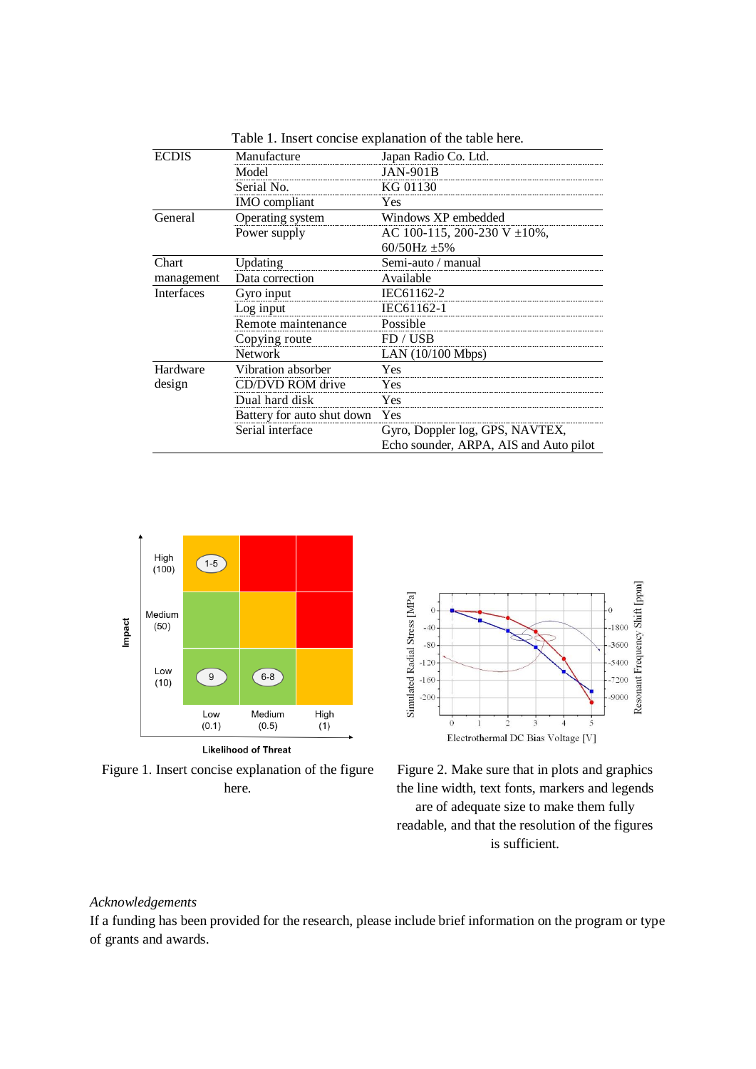Table 1. Insert concise explanation of the table here.

| | | |
|---|---|---|
| ECDIS | Manufacture | Japan Radio Co. Ltd. |
| | Model | JAN-901B |
| | Serial No. | KG 01130 |
| | IMO compliant | Yes |
| General | Operating system | Windows XP embedded |
| | Power supply | AC 100-115, 200-230 V ±10%, 60/50Hz ±5% |
| Chart management | Updating | Semi-auto / manual |
| | Data correction | Available |
| Interfaces | Gyro input | IEC61162-2 |
| | Log input | IEC61162-1 |
| | Remote maintenance | Possible |
| | Copying route | FD / USB |
| | Network | LAN (10/100 Mbps) |
| Hardware design | Vibration absorber | Yes |
| | CD/DVD ROM drive | Yes |
| | Dual hard disk | Yes |
| | Battery for auto shut down | Yes |
| | Serial interface | Gyro, Doppler log, GPS, NAVTEX, Echo sounder, ARPA, AIS and Auto pilot |

Impact
High (100)
Medium (50)
Low (10)
1-5
9
6-8
Low (0.1)
Medium (0.5)
High (1)
Likelihood of Threat

Figure 1. Insert concise explanation of the figure here.

Simulated Radial Stress [MPa]
0
-40
-80
-120
-160
-200
Resonant Frequency Shift [ppm]
0
-1800
-3600
-5400
-7200
-9000
0 1 2 3 4 5
Electrothermal DC Bias Voltage [V]

Figure 2. Make sure that in plots and graphics the line width, text fonts, markers and legends are of adequate size to make them fully readable, and that the resolution of the figures is sufficient.

*Acknowledgements*

If a funding has been provided for the research, please include brief information on the program or type of grants and awards.